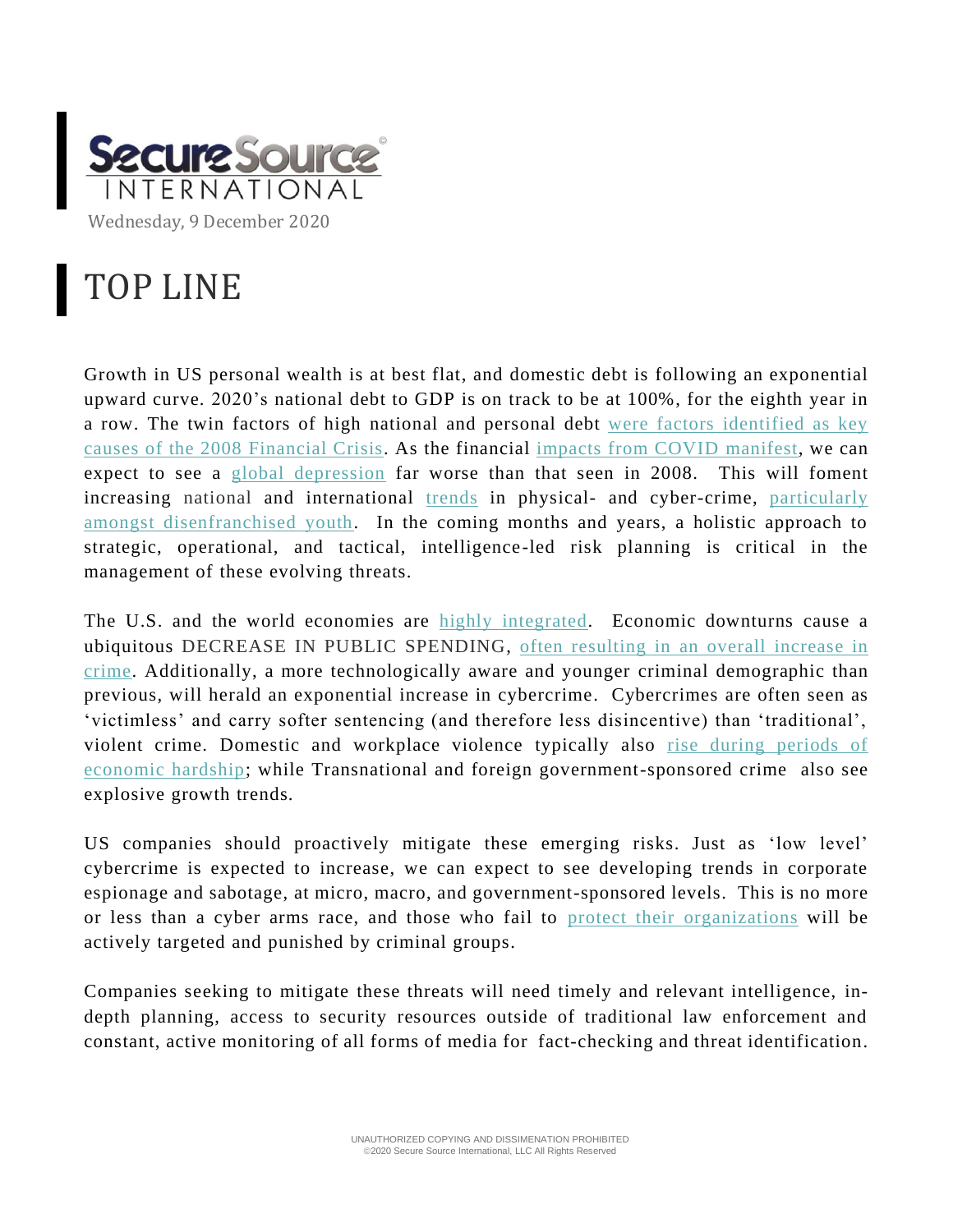**SecureSource INTERNATIONAL**

Wednesday, 9 December 2020

# TOP LINE

Growth in US personal wealth is at best flat, and domestic debt is following an exponential upward curve. 2020's national debt to GDP is on track to be at 100%, for the eighth year in a row. The twin factors of high national and personal debt were factors identified as key causes of the 2008 Financial Crisis. As the financial impacts from COVID manifest, we can expect to see a global depression far worse than that seen in 2008. This will foment increasing national and international trends in physical- and cyber-crime, particularly amongst disenfranchised youth. In the coming months and years, a holistic approach to strategic, operational, and tactical, intelligence-led risk planning is critical in the management of these evolving threats.

The U.S. and the world economies are highly integrated. Economic downturns cause a ubiquitous DECREASE IN PUBLIC SPENDING, often resulting in an overall increase in crime. Additionally, a more technologically aware and younger criminal demographic than previous, will herald an exponential increase in cybercrime. Cybercrimes are often seen as 'victimless' and carry softer sentencing (and therefore less disincentive) than 'traditional', violent crime. Domestic and workplace violence typically also rise during periods of economic hardship; while Transnational and foreign government-sponsored crime also see explosive growth trends.

US companies should proactively mitigate these emerging risks. Just as 'low level' cybercrime is expected to increase, we can expect to see developing trends in corporate espionage and sabotage, at micro, macro, and government-sponsored levels. This is no more or less than a cyber arms race, and those who fail to protect their organizations will be actively targeted and punished by criminal groups.

Companies seeking to mitigate these threats will need timely and relevant intelligence, in-depth planning, access to security resources outside of traditional law enforcement and constant, active monitoring of all forms of media for fact-checking and threat identification.

UNAUTHORIZED COPYING AND DISSIMENATION PROHIBITED
©2020 Secure Source International, LLC All Rights Reserved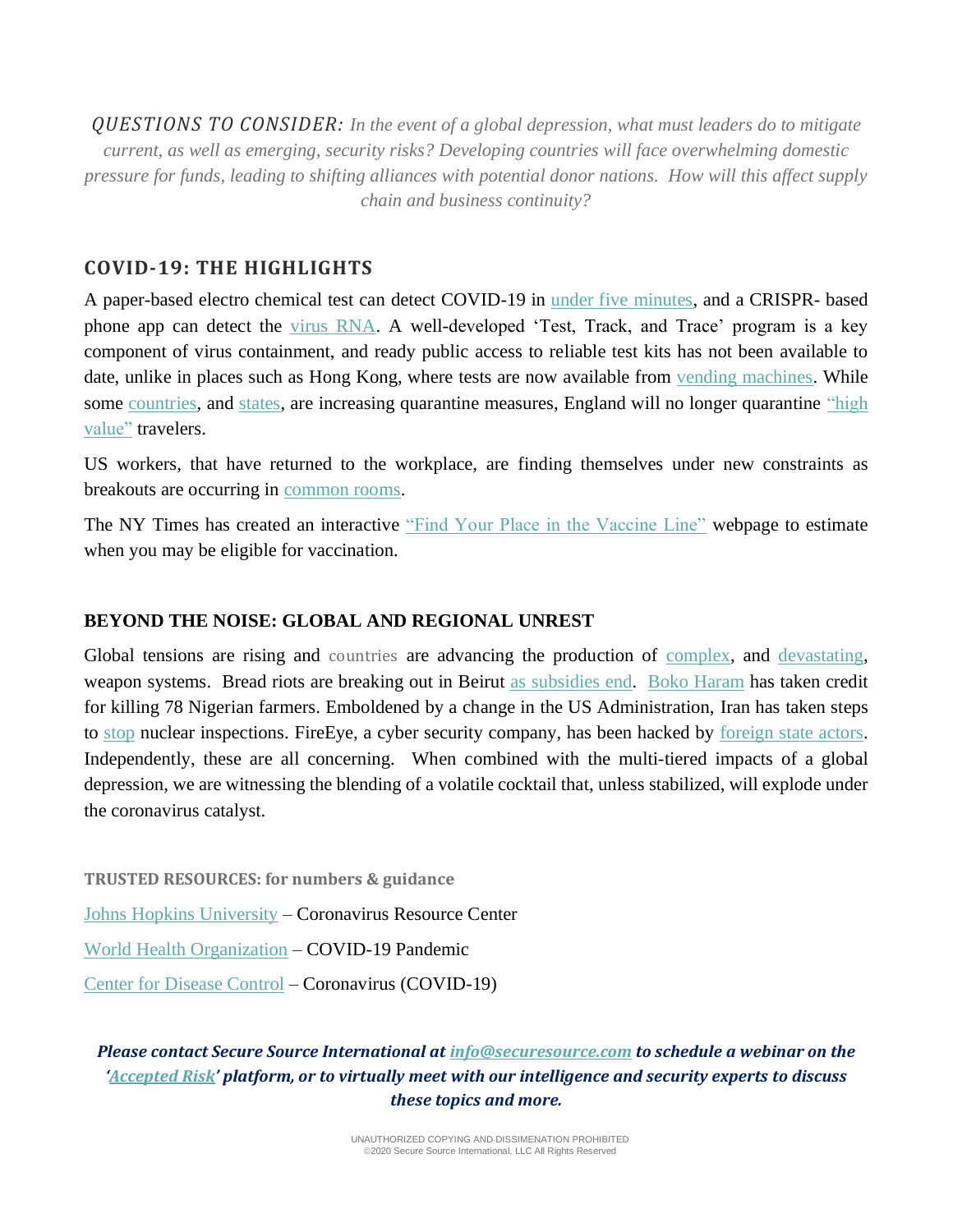*QUESTIONS TO CONSIDER: In the event of a global depression, what must leaders do to mitigate current, as well as emerging, security risks? Developing countries will face overwhelming domestic pressure for funds, leading to shifting alliances with potential donor nations. How will this affect supply chain and business continuity?*

## COVID-19: THE HIGHLIGHTS

A paper-based electro chemical test can detect COVID-19 in under five minutes, and a CRISPR- based phone app can detect the virus RNA. A well-developed 'Test, Track, and Trace' program is a key component of virus containment, and ready public access to reliable test kits has not been available to date, unlike in places such as Hong Kong, where tests are now available from vending machines. While some countries, and states, are increasing quarantine measures, England will no longer quarantine "high value" travelers.

US workers, that have returned to the workplace, are finding themselves under new constraints as breakouts are occurring in common rooms.

The NY Times has created an interactive "Find Your Place in the Vaccine Line" webpage to estimate when you may be eligible for vaccination.

## BEYOND THE NOISE: GLOBAL AND REGIONAL UNREST

Global tensions are rising and countries are advancing the production of complex, and devastating, weapon systems. Bread riots are breaking out in Beirut as subsidies end. Boko Haram has taken credit for killing 78 Nigerian farmers. Emboldened by a change in the US Administration, Iran has taken steps to stop nuclear inspections. FireEye, a cyber security company, has been hacked by foreign state actors. Independently, these are all concerning. When combined with the multi-tiered impacts of a global depression, we are witnessing the blending of a volatile cocktail that, unless stabilized, will explode under the coronavirus catalyst.

**TRUSTED RESOURCES: for numbers & guidance**

Johns Hopkins University – Coronavirus Resource Center

World Health Organization – COVID-19 Pandemic

Center for Disease Control – Coronavirus (COVID-19)

***Please contact Secure Source International at info@securesource.com to schedule a webinar on the 'Accepted Risk' platform, or to virtually meet with our intelligence and security experts to discuss these topics and more.***

UNAUTHORIZED COPYING AND DISSIMENATION PROHIBITED
©2020 Secure Source International, LLC All Rights Reserved